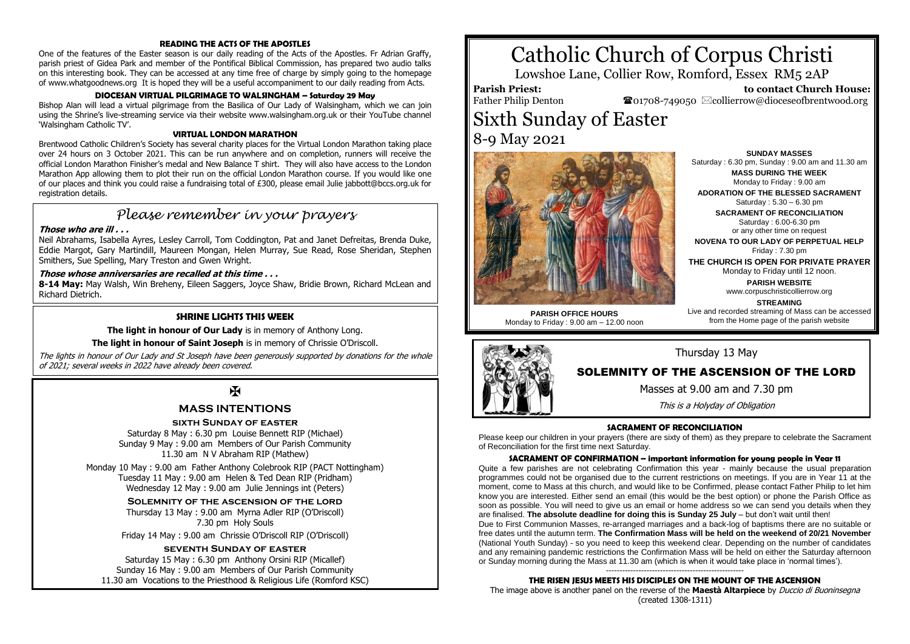# Catholic Church of Corpus Christi

Lowshoe Lane, Collier Row, Romford, Essex RM5 2AP

**Parish Priest:** Father Philip Denton

**to contact Church House:** ☎01708-749050 ✉collierrow@dioceseofbrentwood.org

# Sixth Sunday of Easter

8-9 May 2021

**SUNDAY MASSES**
Saturday : 6.30 pm, Sunday : 9.00 am and 11.30 am

**MASS DURING THE WEEK**
Monday to Friday : 9.00 am

**ADORATION OF THE BLESSED SACRAMENT**
Saturday : 5.30 – 6.30 pm

**SACRAMENT OF RECONCILIATION**
Saturday : 6.00-6.30 pm
or any other time on request

**NOVENA TO OUR LADY OF PERPETUAL HELP**
Friday : 7.30 pm

**THE CHURCH IS OPEN FOR PRIVATE PRAYER**
Monday to Friday until 12 noon.

**PARISH WEBSITE**
www.corpuschristicollierrow.org

**STREAMING**
Live and recorded streaming of Mass can be accessed from the Home page of the parish website

**PARISH OFFICE HOURS**
Monday to Friday : 9.00 am – 12.00 noon

Thursday 13 May

## SOLEMNITY OF THE ASCENSION OF THE LORD

Masses at 9.00 am and 7.30 pm

*This is a Holyday of Obligation*

### SACRAMENT OF RECONCILIATION

Please keep our children in your prayers (there are sixty of them) as they prepare to celebrate the Sacrament of Reconciliation for the first time next Saturday.

### SACRAMENT OF CONFIRMATION – important information for young people in Year 11

Quite a few parishes are not celebrating Confirmation this year - mainly because the usual preparation programmes could not be organised due to the current restrictions on meetings. If you are in Year 11 at the moment, come to Mass at this church, and would like to be Confirmed, please contact Father Philip to let him know you are interested. Either send an email (this would be the best option) or phone the Parish Office as soon as possible. You will need to give us an email or home address so we can send you details when they are finalised. **The absolute deadline for doing this is Sunday 25 July** – but don't wait until then!

Due to First Communion Masses, re-arranged marriages and a back-log of baptisms there are no suitable or free dates until the autumn term. **The Confirmation Mass will be held on the weekend of 20/21 November** (National Youth Sunday) - so you need to keep this weekend clear. Depending on the number of candidates and any remaining pandemic restrictions the Confirmation Mass will be held on either the Saturday afternoon or Sunday morning during the Mass at 11.30 am (which is when it would take place in 'normal times').

---

### THE RISEN JESUS MEETS HIS DISCIPLES ON THE MOUNT OF THE ASCENSION

The image above is another panel on the reverse of the **Maestà Altarpiece** by *Duccio di Buoninsegna* (created 1308-1311)

### READING THE ACTS OF THE APOSTLES

One of the features of the Easter season is our daily reading of the Acts of the Apostles. Fr Adrian Graffy, parish priest of Gidea Park and member of the Pontifical Biblical Commission, has prepared two audio talks on this interesting book. They can be accessed at any time free of charge by simply going to the homepage of www.whatgoodnews.org It is hoped they will be a useful accompaniment to our daily reading from Acts.

### DIOCESAN VIRTUAL PILGRIMAGE TO WALSINGHAM – Saturday 29 May

Bishop Alan will lead a virtual pilgrimage from the Basilica of Our Lady of Walsingham, which we can join using the Shrine's live-streaming service via their website www.walsingham.org.uk or their YouTube channel 'Walsingham Catholic TV'.

### VIRTUAL LONDON MARATHON

Brentwood Catholic Children's Society has several charity places for the Virtual London Marathon taking place over 24 hours on 3 October 2021. This can be run anywhere and on completion, runners will receive the official London Marathon Finisher's medal and New Balance T shirt. They will also have access to the London Marathon App allowing them to plot their run on the official London Marathon course. If you would like one of our places and think you could raise a fundraising total of £300, please email Julie jabbott@bccs.org.uk for registration details.

## *Please remember in your prayers*

***Those who are ill . . .***

Neil Abrahams, Isabella Ayres, Lesley Carroll, Tom Coddington, Pat and Janet Defreitas, Brenda Duke, Eddie Margot, Gary Martindill, Maureen Mongan, Helen Murray, Sue Read, Rose Sheridan, Stephen Smithers, Sue Spelling, Mary Treston and Gwen Wright.

***Those whose anniversaries are recalled at this time . . .***

**8-14 May:** May Walsh, Win Breheny, Eileen Saggers, Joyce Shaw, Bridie Brown, Richard McLean and Richard Dietrich.

### SHRINE LIGHTS THIS WEEK

**The light in honour of Our Lady** is in memory of Anthony Long.

**The light in honour of Saint Joseph** is in memory of Chrissie O'Driscoll.

*The lights in honour of Our Lady and St Joseph have been generously supported by donations for the whole of 2021; several weeks in 2022 have already been covered.*

✠

## MASS INTENTIONS

### SIXTH SUNDAY OF EASTER

Saturday 8 May : 6.30 pm Louise Bennett RIP (Michael)
Sunday 9 May : 9.00 am Members of Our Parish Community
11.30 am N V Abraham RIP (Mathew)

Monday 10 May : 9.00 am Father Anthony Colebrook RIP (PACT Nottingham)
Tuesday 11 May : 9.00 am Helen & Ted Dean RIP (Pridham)
Wednesday 12 May : 9.00 am Julie Jennings int (Peters)

### SOLEMNITY OF THE ASCENSION OF THE LORD

Thursday 13 May : 9.00 am Myrna Adler RIP (O'Driscoll)
7.30 pm Holy Souls

Friday 14 May : 9.00 am Chrissie O'Driscoll RIP (O'Driscoll)

### SEVENTH SUNDAY OF EASTER

Saturday 15 May : 6.30 pm Anthony Orsini RIP (Micallef)
Sunday 16 May : 9.00 am Members of Our Parish Community
11.30 am Vocations to the Priesthood & Religious Life (Romford KSC)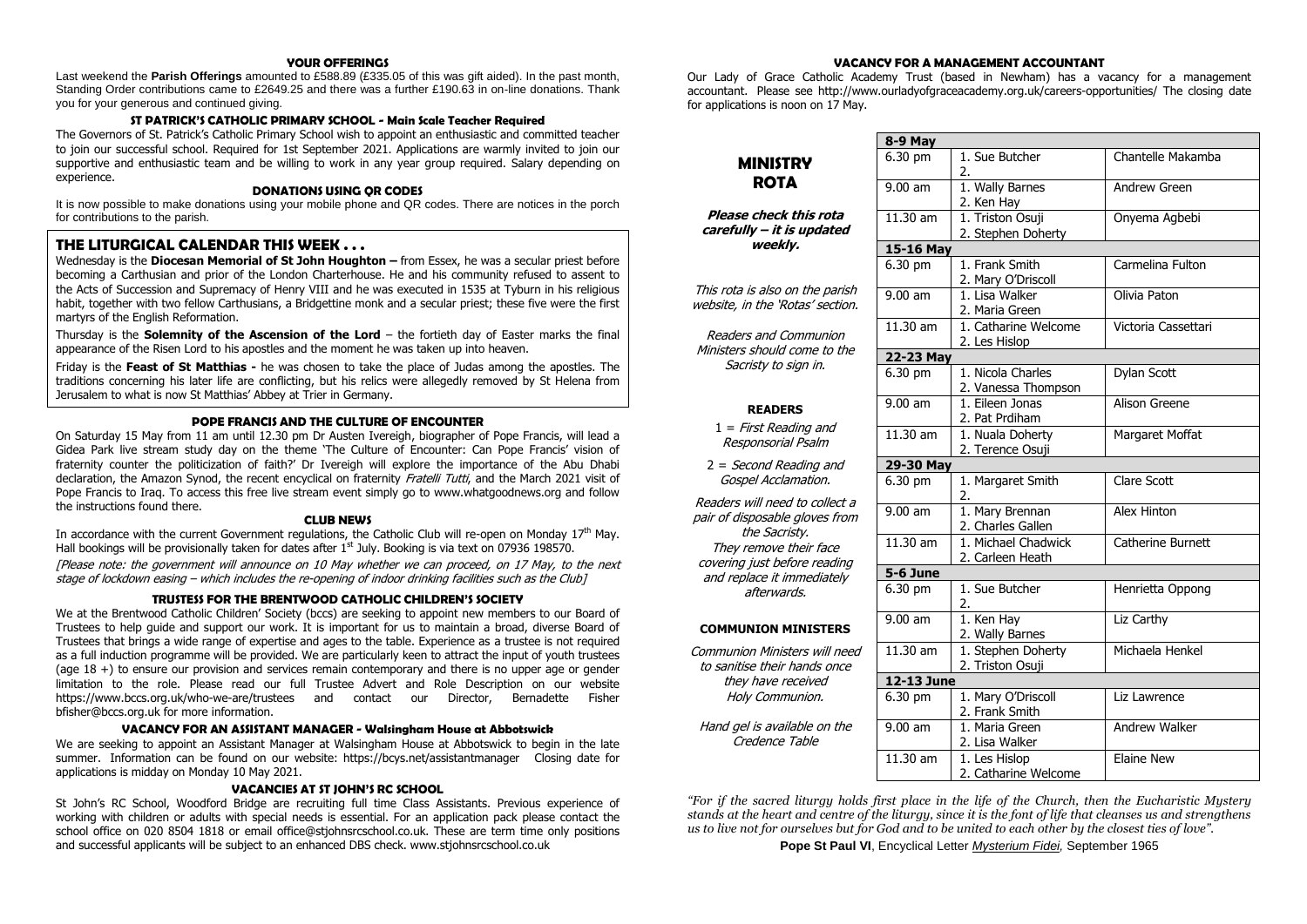### YOUR OFFERINGS

Last weekend the **Parish Offerings** amounted to £588.89 (£335.05 of this was gift aided). In the past month, Standing Order contributions came to £2649.25 and there was a further £190.63 in on-line donations. Thank you for your generous and continued giving.

### ST PATRICK'S CATHOLIC PRIMARY SCHOOL - Main Scale Teacher Required

The Governors of St. Patrick's Catholic Primary School wish to appoint an enthusiastic and committed teacher to join our successful school. Required for 1st September 2021. Applications are warmly invited to join our supportive and enthusiastic team and be willing to work in any year group required. Salary depending on experience.

### DONATIONS USING QR CODES

It is now possible to make donations using your mobile phone and QR codes. There are notices in the porch for contributions to the parish.

## THE LITURGICAL CALENDAR THIS WEEK . . .

Wednesday is the **Diocesan Memorial of St John Houghton –** from Essex, he was a secular priest before becoming a Carthusian and prior of the London Charterhouse. He and his community refused to assent to the Acts of Succession and Supremacy of Henry VIII and he was executed in 1535 at Tyburn in his religious habit, together with two fellow Carthusians, a Bridgettine monk and a secular priest; these five were the first martyrs of the English Reformation.

Thursday is the **Solemnity of the Ascension of the Lord** – the fortieth day of Easter marks the final appearance of the Risen Lord to his apostles and the moment he was taken up into heaven.

Friday is the **Feast of St Matthias -** he was chosen to take the place of Judas among the apostles. The traditions concerning his later life are conflicting, but his relics were allegedly removed by St Helena from Jerusalem to what is now St Matthias' Abbey at Trier in Germany.

### POPE FRANCIS AND THE CULTURE OF ENCOUNTER

On Saturday 15 May from 11 am until 12.30 pm Dr Austen Ivereigh, biographer of Pope Francis, will lead a Gidea Park live stream study day on the theme 'The Culture of Encounter: Can Pope Francis' vision of fraternity counter the politicization of faith?' Dr Ivereigh will explore the importance of the Abu Dhabi declaration, the Amazon Synod, the recent encyclical on fraternity *Fratelli Tutti*, and the March 2021 visit of Pope Francis to Iraq. To access this free live stream event simply go to www.whatgoodnews.org and follow the instructions found there.

### CLUB NEWS

In accordance with the current Government regulations, the Catholic Club will re-open on Monday 17th May. Hall bookings will be provisionally taken for dates after 1st July. Booking is via text on 07936 198570.

*[Please note: the government will announce on 10 May whether we can proceed, on 17 May, to the next stage of lockdown easing – which includes the re-opening of indoor drinking facilities such as the Club]*

### TRUSTESS FOR THE BRENTWOOD CATHOLIC CHILDREN'S SOCIETY

We at the Brentwood Catholic Children' Society (bccs) are seeking to appoint new members to our Board of Trustees to help guide and support our work. It is important for us to maintain a broad, diverse Board of Trustees that brings a wide range of expertise and ages to the table. Experience as a trustee is not required as a full induction programme will be provided. We are particularly keen to attract the input of youth trustees (age 18 +) to ensure our provision and services remain contemporary and there is no upper age or gender limitation to the role. Please read our full Trustee Advert and Role Description on our website https://www.bccs.org.uk/who-we-are/trustees and contact our Director, Bernadette Fisher bfisher@bccs.org.uk for more information.

### VACANCY FOR AN ASSISTANT MANAGER - Walsingham House at Abbotswick

We are seeking to appoint an Assistant Manager at Walsingham House at Abbotswick to begin in the late summer. Information can be found on our website: https://bcys.net/assistantmanager Closing date for applications is midday on Monday 10 May 2021.

### VACANCIES AT ST JOHN'S RC SCHOOL

St John's RC School, Woodford Bridge are recruiting full time Class Assistants. Previous experience of working with children or adults with special needs is essential. For an application pack please contact the school office on 020 8504 1818 or email office@stjohnsrcschool.co.uk. These are term time only positions and successful applicants will be subject to an enhanced DBS check. www.stjohnsrcschool.co.uk

### VACANCY FOR A MANAGEMENT ACCOUNTANT

Our Lady of Grace Catholic Academy Trust (based in Newham) has a vacancy for a management accountant. Please see http://www.ourladyofgraceacademy.org.uk/careers-opportunities/ The closing date for applications is noon on 17 May.

## MINISTRY ROTA

***Please check this rota carefully – it is updated weekly.***

*This rota is also on the parish website, in the 'Rotas' section.*

*Readers and Communion Ministers should come to the Sacristy to sign in.*

**READERS**

1 = *First Reading and Responsorial Psalm*

2 = *Second Reading and Gospel Acclamation.*

*Readers will need to collect a pair of disposable gloves from the Sacristy. They remove their face covering just before reading and replace it immediately afterwards.*

**COMMUNION MINISTERS**

*Communion Ministers will need to sanitise their hands once they have received Holy Communion.*

*Hand gel is available on the Credence Table*

| | | |
|---|---|---|
| **8-9 May** | | |
| 6.30 pm | 1. Sue Butcher<br>2. | Chantelle Makamba |
| 9.00 am | 1. Wally Barnes<br>2. Ken Hay | Andrew Green |
| 11.30 am | 1. Triston Osuji<br>2. Stephen Doherty | Onyema Agbebi |
| **15-16 May** | | |
| 6.30 pm | 1. Frank Smith<br>2. Mary O'Driscoll | Carmelina Fulton |
| 9.00 am | 1. Lisa Walker<br>2. Maria Green | Olivia Paton |
| 11.30 am | 1. Catharine Welcome<br>2. Les Hislop | Victoria Cassettari |
| **22-23 May** | | |
| 6.30 pm | 1. Nicola Charles<br>2. Vanessa Thompson | Dylan Scott |
| 9.00 am | 1. Eileen Jonas<br>2. Pat Prdiham | Alison Greene |
| 11.30 am | 1. Nuala Doherty<br>2. Terence Osuji | Margaret Moffat |
| **29-30 May** | | |
| 6.30 pm | 1. Margaret Smith<br>2. | Clare Scott |
| 9.00 am | 1. Mary Brennan<br>2. Charles Gallen | Alex Hinton |
| 11.30 am | 1. Michael Chadwick<br>2. Carleen Heath | Catherine Burnett |
| **5-6 June** | | |
| 6.30 pm | 1. Sue Butcher<br>2. | Henrietta Oppong |
| 9.00 am | 1. Ken Hay<br>2. Wally Barnes | Liz Carthy |
| 11.30 am | 1. Stephen Doherty<br>2. Triston Osuji | Michaela Henkel |
| **12-13 June** | | |
| 6.30 pm | 1. Mary O'Driscoll<br>2. Frank Smith | Liz Lawrence |
| 9.00 am | 1. Maria Green<br>2. Lisa Walker | Andrew Walker |
| 11.30 am | 1. Les Hislop<br>2. Catharine Welcome | Elaine New |

*"For if the sacred liturgy holds first place in the life of the Church, then the Eucharistic Mystery stands at the heart and centre of the liturgy, since it is the font of life that cleanses us and strengthens us to live not for ourselves but for God and to be united to each other by the closest ties of love".*

**Pope St Paul VI**, Encyclical Letter *Mysterium Fidei*, September 1965